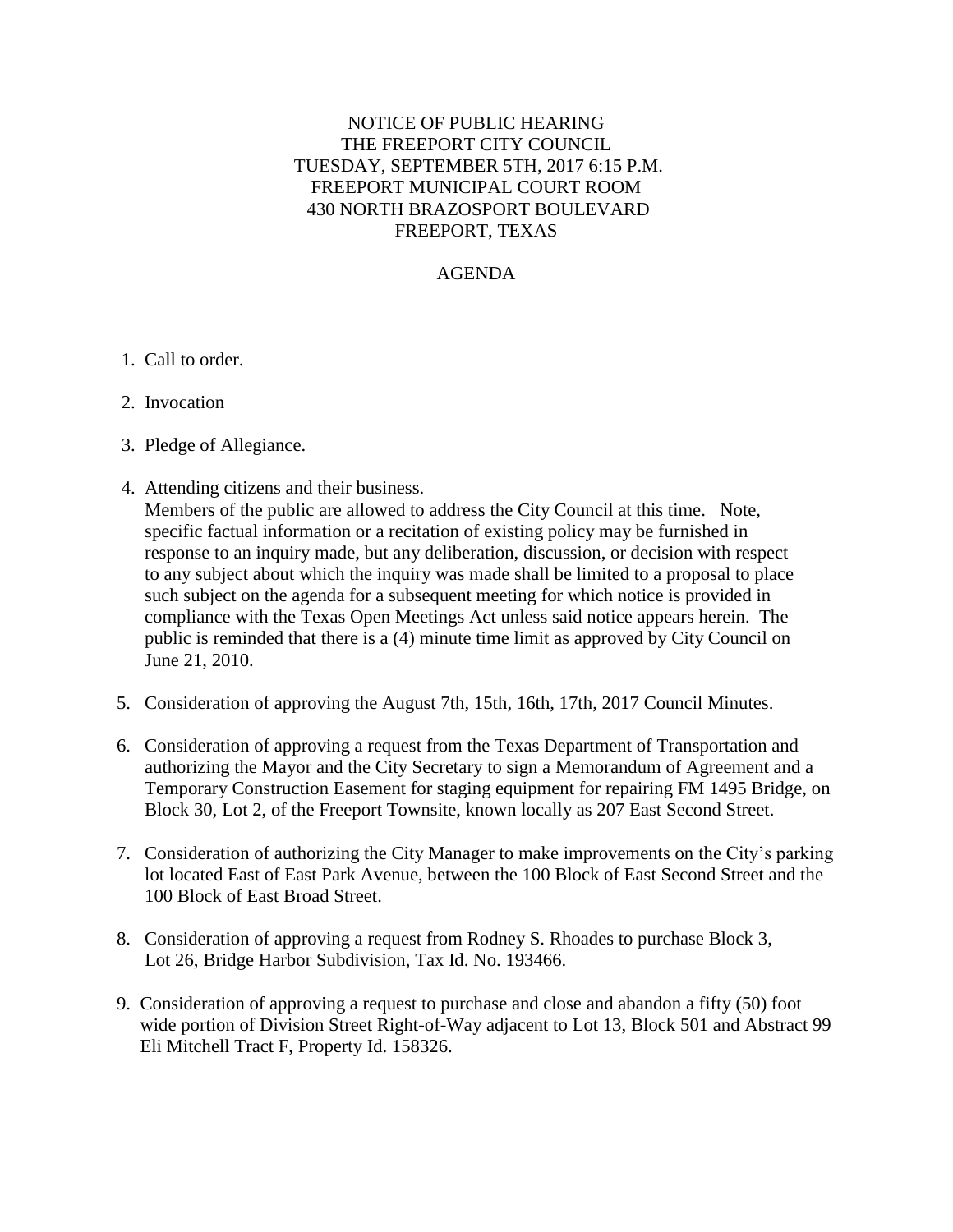# NOTICE OF PUBLIC HEARING
# THE FREEPORT CITY COUNCIL
# TUESDAY, SEPTEMBER 5TH, 2017 6:15 P.M.
# FREEPORT MUNICIPAL COURT ROOM
# 430 NORTH BRAZOSPORT BOULEVARD
# FREEPORT, TEXAS

## AGENDA

1. Call to order.

2. Invocation

3. Pledge of Allegiance.

4. Attending citizens and their business.
   Members of the public are allowed to address the City Council at this time. Note, specific factual information or a recitation of existing policy may be furnished in response to an inquiry made, but any deliberation, discussion, or decision with respect to any subject about which the inquiry was made shall be limited to a proposal to place such subject on the agenda for a subsequent meeting for which notice is provided in compliance with the Texas Open Meetings Act unless said notice appears herein. The public is reminded that there is a (4) minute time limit as approved by City Council on June 21, 2010.

5. Consideration of approving the August 7th, 15th, 16th, 17th, 2017 Council Minutes.

6. Consideration of approving a request from the Texas Department of Transportation and authorizing the Mayor and the City Secretary to sign a Memorandum of Agreement and a Temporary Construction Easement for staging equipment for repairing FM 1495 Bridge, on Block 30, Lot 2, of the Freeport Townsite, known locally as 207 East Second Street.

7. Consideration of authorizing the City Manager to make improvements on the City's parking lot located East of East Park Avenue, between the 100 Block of East Second Street and the 100 Block of East Broad Street.

8. Consideration of approving a request from Rodney S. Rhoades to purchase Block 3, Lot 26, Bridge Harbor Subdivision, Tax Id. No. 193466.

9. Consideration of approving a request to purchase and close and abandon a fifty (50) foot wide portion of Division Street Right-of-Way adjacent to Lot 13, Block 501 and Abstract 99 Eli Mitchell Tract F, Property Id. 158326.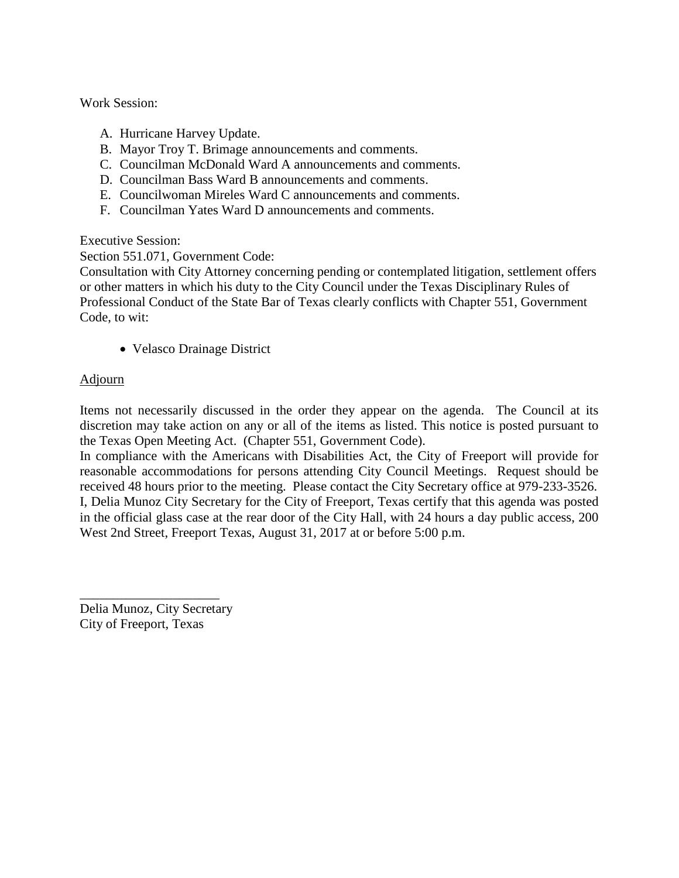Work Session:

A. Hurricane Harvey Update.
B. Mayor Troy T. Brimage announcements and comments.
C. Councilman McDonald Ward A announcements and comments.
D. Councilman Bass Ward B announcements and comments.
E. Councilwoman Mireles Ward C announcements and comments.
F. Councilman Yates Ward D announcements and comments.

Executive Session:
Section 551.071, Government Code:
Consultation with City Attorney concerning pending or contemplated litigation, settlement offers or other matters in which his duty to the City Council under the Texas Disciplinary Rules of Professional Conduct of the State Bar of Texas clearly conflicts with Chapter 551, Government Code, to wit:

- Velasco Drainage District

<u>Adjourn</u>

Items not necessarily discussed in the order they appear on the agenda. The Council at its discretion may take action on any or all of the items as listed. This notice is posted pursuant to the Texas Open Meeting Act. (Chapter 551, Government Code).
In compliance with the Americans with Disabilities Act, the City of Freeport will provide for reasonable accommodations for persons attending City Council Meetings. Request should be received 48 hours prior to the meeting. Please contact the City Secretary office at 979-233-3526.
I, Delia Munoz City Secretary for the City of Freeport, Texas certify that this agenda was posted in the official glass case at the rear door of the City Hall, with 24 hours a day public access, 200 West 2nd Street, Freeport Texas, August 31, 2017 at or before 5:00 p.m.

_____________________
Delia Munoz, City Secretary
City of Freeport, Texas